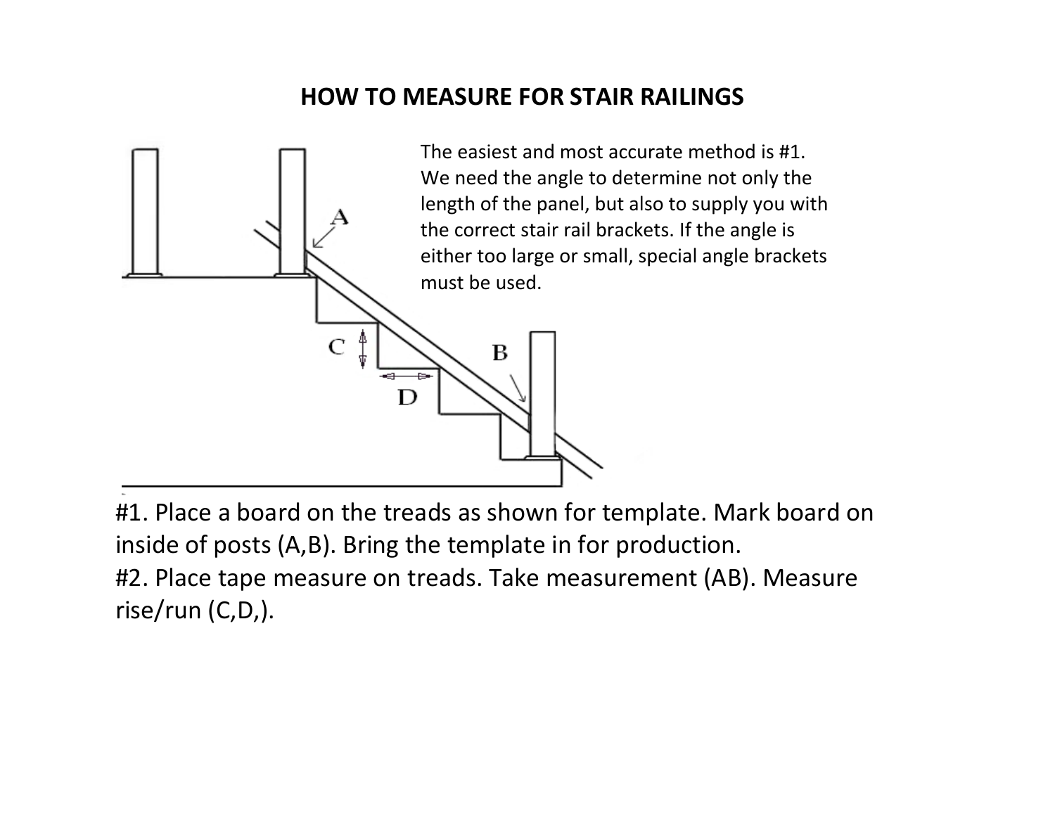# HOW TO MEASURE FOR STAIR RAILINGS

The easiest and most accurate method is #1. We need the angle to determine not only the length of the panel, but also to supply you with the correct stair rail brackets. If the angle is either too large or small, special angle brackets must be used.

#1. Place a board on the treads as shown for template. Mark board on inside of posts (A,B). Bring the template in for production.

#2. Place tape measure on treads. Take measurement (AB). Measure rise/run (C,D,).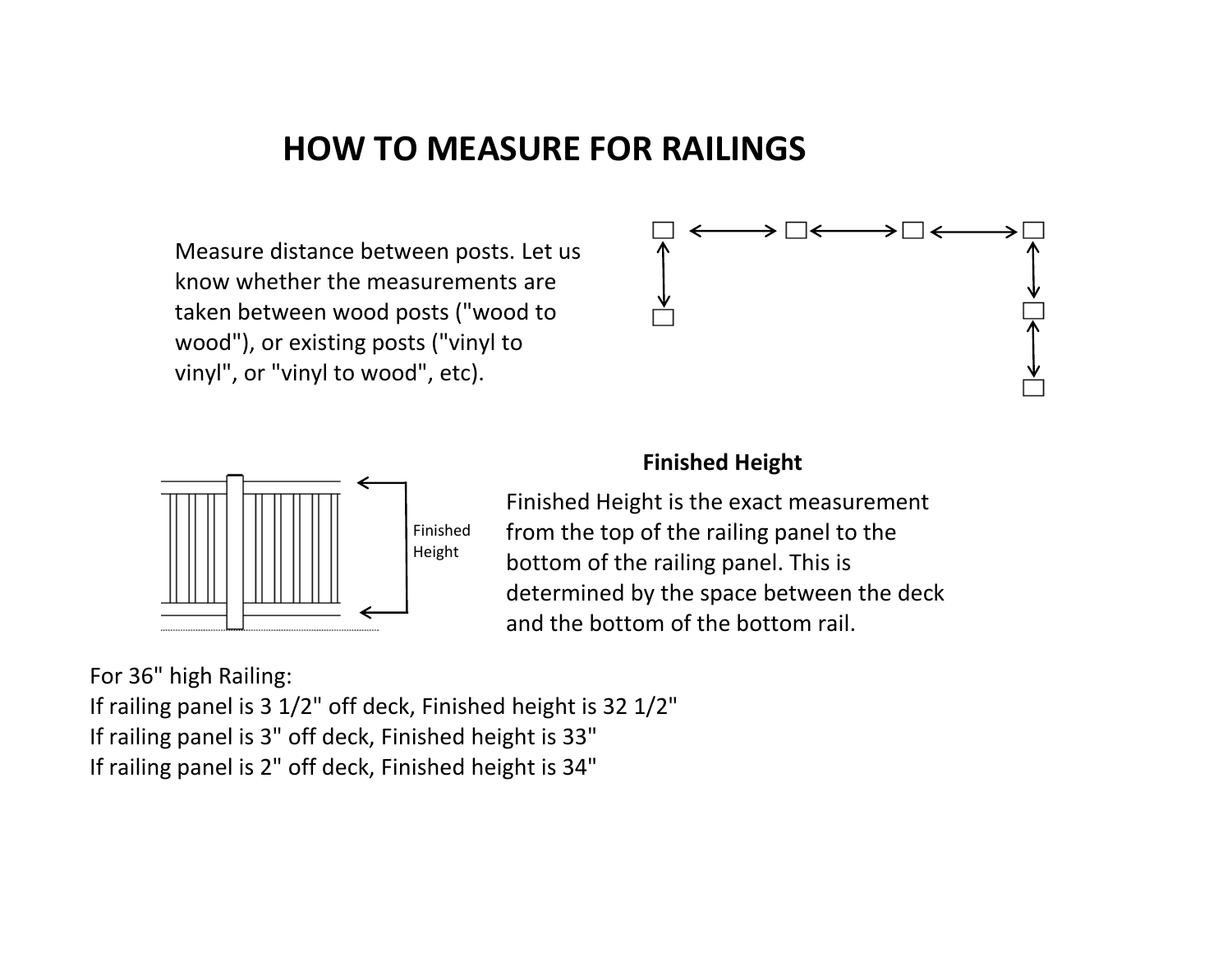# HOW TO MEASURE FOR RAILINGS

Measure distance between posts. Let us know whether the measurements are taken between wood posts ("wood to wood"), or existing posts ("vinyl to vinyl", or "vinyl to wood", etc).

Finished Height

### Finished Height

Finished Height is the exact measurement from the top of the railing panel to the bottom of the railing panel. This is determined by the space between the deck and the bottom of the bottom rail.

For 36" high Railing:
If railing panel is 3 1/2" off deck, Finished height is 32 1/2"
If railing panel is 3" off deck, Finished height is 33"
If railing panel is 2" off deck, Finished height is 34"